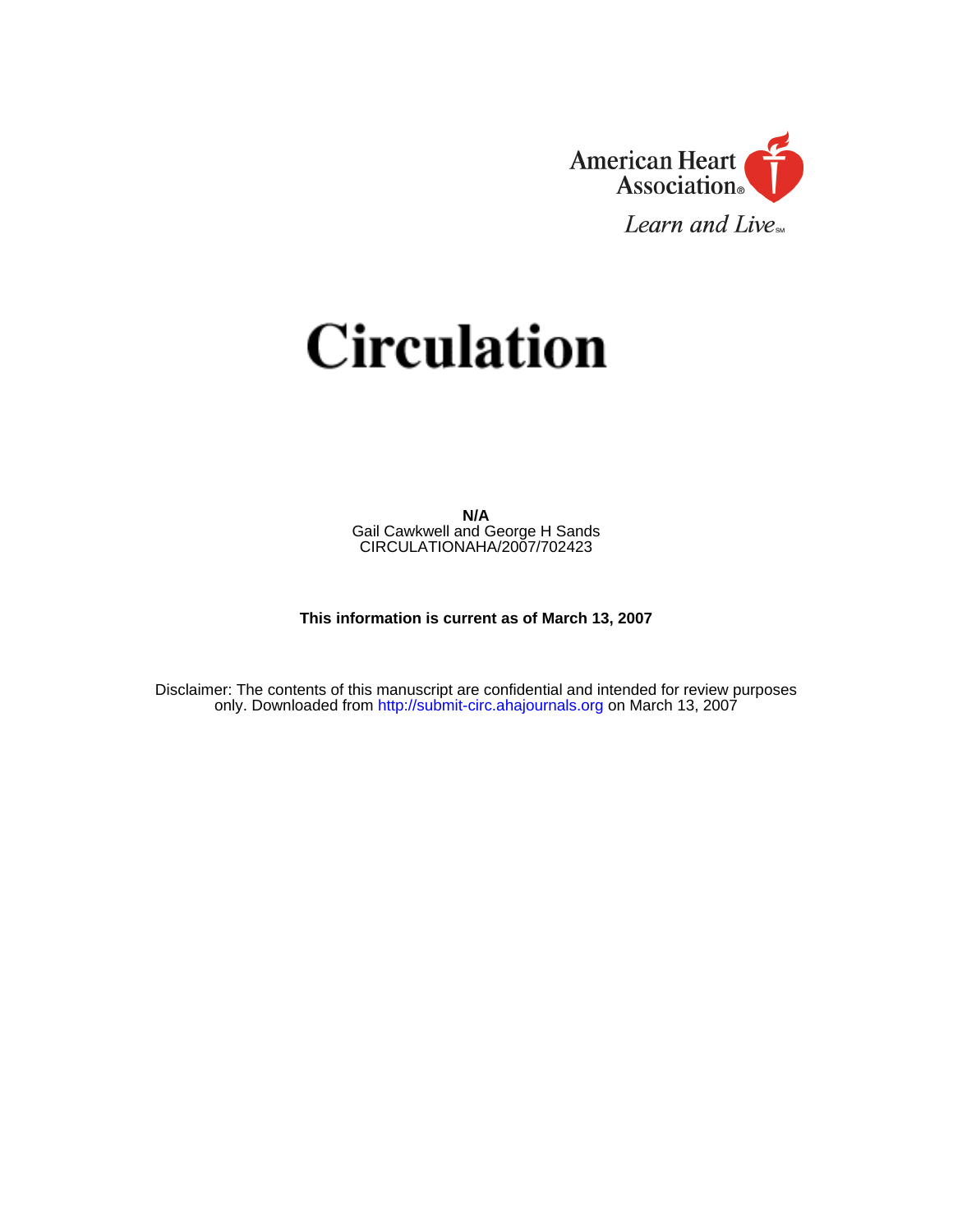American Heart Association®

*Learn and Live*℠

# Circulation

**N/A**

Gail Cawkwell and George H Sands

CIRCULATIONAHA/2007/702423

**This information is current as of March 13, 2007**

Disclaimer: The contents of this manuscript are confidential and intended for review purposes only. Downloaded from http://submit-circ.ahajournals.org on March 13, 2007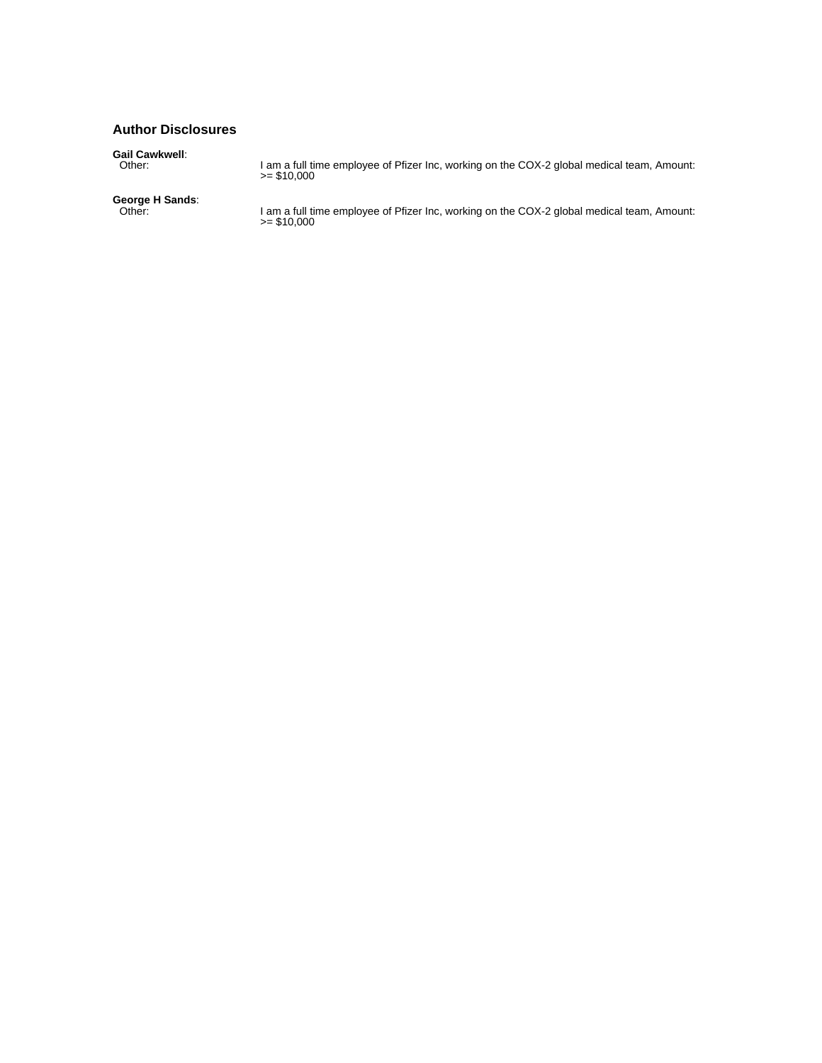## Author Disclosures

**Gail Cawkwell**:

Other: I am a full time employee of Pfizer Inc, working on the COX-2 global medical team, Amount: >= $10,000

**George H Sands**:

Other: I am a full time employee of Pfizer Inc, working on the COX-2 global medical team, Amount: >= $10,000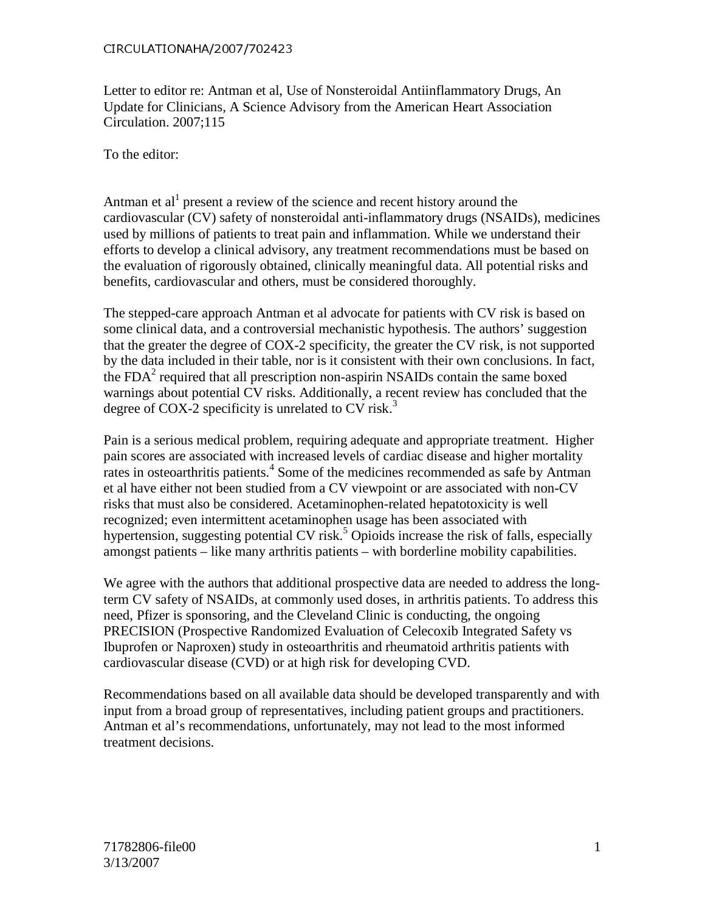Letter to editor re: Antman et al, Use of Nonsteroidal Antiinflammatory Drugs, An Update for Clinicians, A Science Advisory from the American Heart Association Circulation. 2007;115

To the editor:

Antman et al[1] present a review of the science and recent history around the cardiovascular (CV) safety of nonsteroidal anti-inflammatory drugs (NSAIDs), medicines used by millions of patients to treat pain and inflammation. While we understand their efforts to develop a clinical advisory, any treatment recommendations must be based on the evaluation of rigorously obtained, clinically meaningful data. All potential risks and benefits, cardiovascular and others, must be considered thoroughly.

The stepped-care approach Antman et al advocate for patients with CV risk is based on some clinical data, and a controversial mechanistic hypothesis. The authors' suggestion that the greater the degree of COX-2 specificity, the greater the CV risk, is not supported by the data included in their table, nor is it consistent with their own conclusions. In fact, the FDA[2] required that all prescription non-aspirin NSAIDs contain the same boxed warnings about potential CV risks. Additionally, a recent review has concluded that the degree of COX-2 specificity is unrelated to CV risk.[3]

Pain is a serious medical problem, requiring adequate and appropriate treatment. Higher pain scores are associated with increased levels of cardiac disease and higher mortality rates in osteoarthritis patients.[4] Some of the medicines recommended as safe by Antman et al have either not been studied from a CV viewpoint or are associated with non-CV risks that must also be considered. Acetaminophen-related hepatotoxicity is well recognized; even intermittent acetaminophen usage has been associated with hypertension, suggesting potential CV risk.[5] Opioids increase the risk of falls, especially amongst patients – like many arthritis patients – with borderline mobility capabilities.

We agree with the authors that additional prospective data are needed to address the long-term CV safety of NSAIDs, at commonly used doses, in arthritis patients. To address this need, Pfizer is sponsoring, and the Cleveland Clinic is conducting, the ongoing PRECISION (Prospective Randomized Evaluation of Celecoxib Integrated Safety vs Ibuprofen or Naproxen) study in osteoarthritis and rheumatoid arthritis patients with cardiovascular disease (CVD) or at high risk for developing CVD.

Recommendations based on all available data should be developed transparently and with input from a broad group of representatives, including patient groups and practitioners. Antman et al's recommendations, unfortunately, may not lead to the most informed treatment decisions.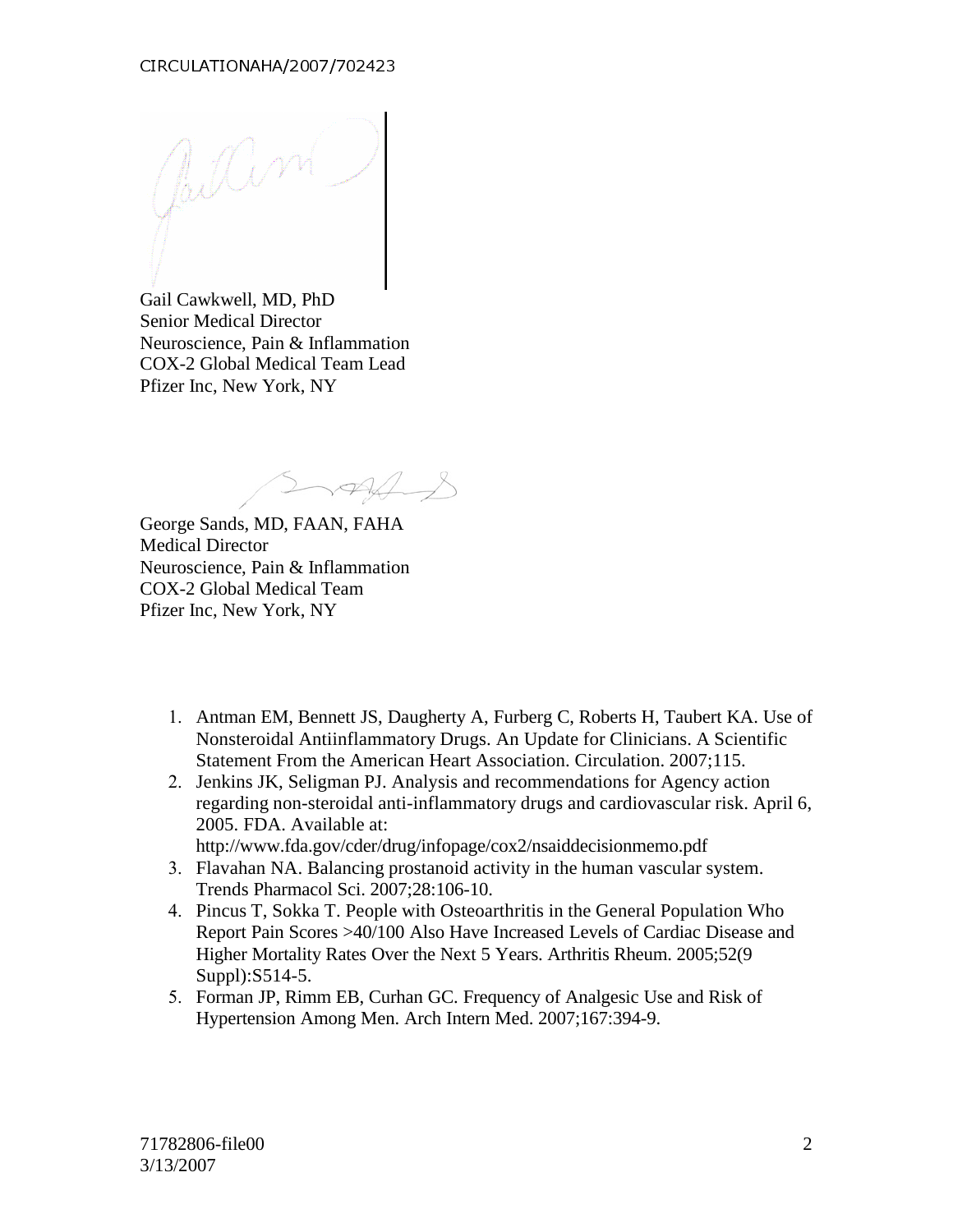Gail Cawkwell, MD, PhD
Senior Medical Director
Neuroscience, Pain & Inflammation
COX-2 Global Medical Team Lead
Pfizer Inc, New York, NY

George Sands, MD, FAAN, FAHA
Medical Director
Neuroscience, Pain & Inflammation
COX-2 Global Medical Team
Pfizer Inc, New York, NY

1. Antman EM, Bennett JS, Daugherty A, Furberg C, Roberts H, Taubert KA. Use of Nonsteroidal Antiinflammatory Drugs. An Update for Clinicians. A Scientific Statement From the American Heart Association. Circulation. 2007;115.
2. Jenkins JK, Seligman PJ. Analysis and recommendations for Agency action regarding non-steroidal anti-inflammatory drugs and cardiovascular risk. April 6, 2005. FDA. Available at: http://www.fda.gov/cder/drug/infopage/cox2/nsaiddecisionmemo.pdf
3. Flavahan NA. Balancing prostanoid activity in the human vascular system. Trends Pharmacol Sci. 2007;28:106-10.
4. Pincus T, Sokka T. People with Osteoarthritis in the General Population Who Report Pain Scores >40/100 Also Have Increased Levels of Cardiac Disease and Higher Mortality Rates Over the Next 5 Years. Arthritis Rheum. 2005;52(9 Suppl):S514-5.
5. Forman JP, Rimm EB, Curhan GC. Frequency of Analgesic Use and Risk of Hypertension Among Men. Arch Intern Med. 2007;167:394-9.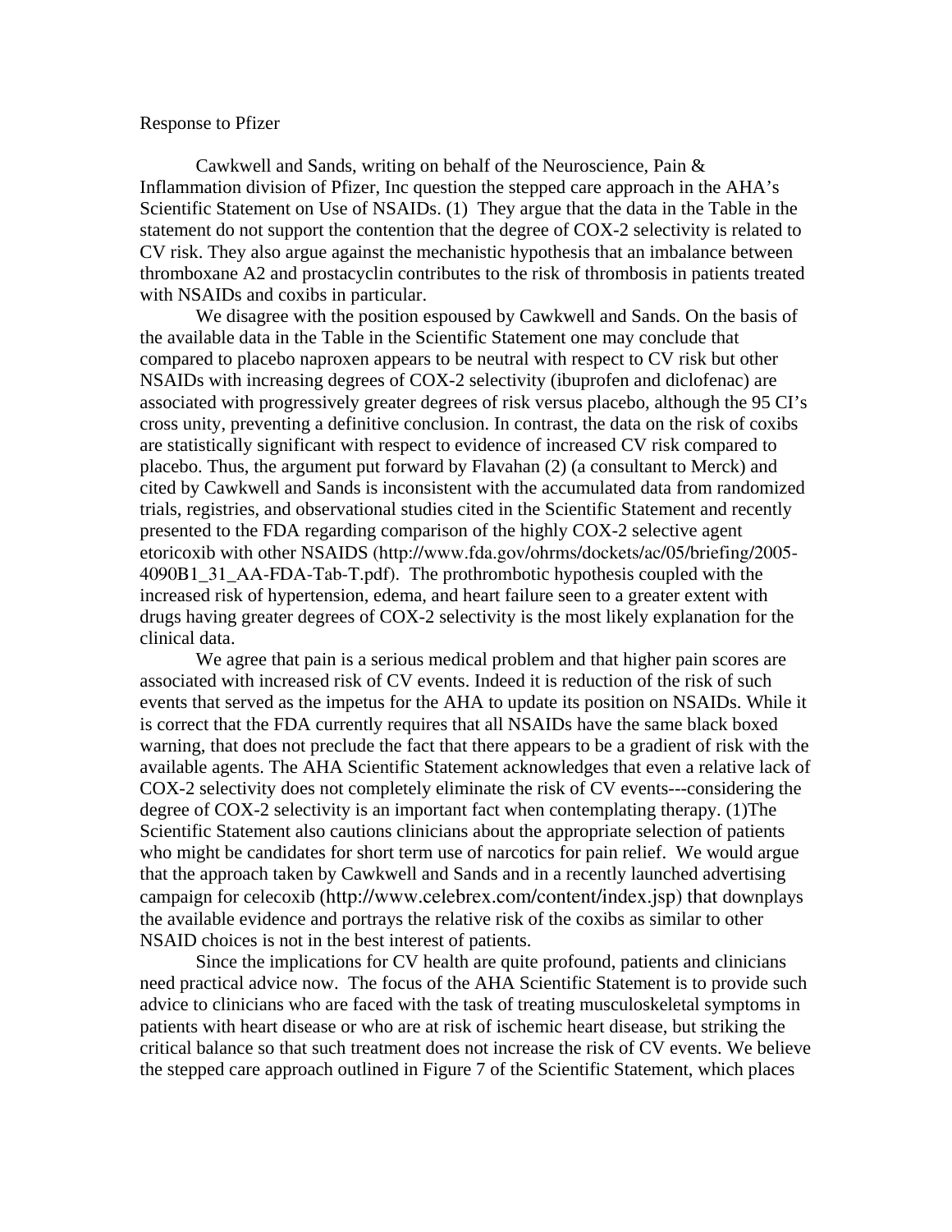Response to Pfizer

Cawkwell and Sands, writing on behalf of the Neuroscience, Pain & Inflammation division of Pfizer, Inc question the stepped care approach in the AHA's Scientific Statement on Use of NSAIDs. (1) They argue that the data in the Table in the statement do not support the contention that the degree of COX-2 selectivity is related to CV risk. They also argue against the mechanistic hypothesis that an imbalance between thromboxane A2 and prostacyclin contributes to the risk of thrombosis in patients treated with NSAIDs and coxibs in particular.

We disagree with the position espoused by Cawkwell and Sands. On the basis of the available data in the Table in the Scientific Statement one may conclude that compared to placebo naproxen appears to be neutral with respect to CV risk but other NSAIDs with increasing degrees of COX-2 selectivity (ibuprofen and diclofenac) are associated with progressively greater degrees of risk versus placebo, although the 95 CI's cross unity, preventing a definitive conclusion. In contrast, the data on the risk of coxibs are statistically significant with respect to evidence of increased CV risk compared to placebo. Thus, the argument put forward by Flavahan (2) (a consultant to Merck) and cited by Cawkwell and Sands is inconsistent with the accumulated data from randomized trials, registries, and observational studies cited in the Scientific Statement and recently presented to the FDA regarding comparison of the highly COX-2 selective agent etoricoxib with other NSAIDS (http://www.fda.gov/ohrms/dockets/ac/05/briefing/2005-4090B1_31_AA-FDA-Tab-T.pdf). The prothrombotic hypothesis coupled with the increased risk of hypertension, edema, and heart failure seen to a greater extent with drugs having greater degrees of COX-2 selectivity is the most likely explanation for the clinical data.

We agree that pain is a serious medical problem and that higher pain scores are associated with increased risk of CV events. Indeed it is reduction of the risk of such events that served as the impetus for the AHA to update its position on NSAIDs. While it is correct that the FDA currently requires that all NSAIDs have the same black boxed warning, that does not preclude the fact that there appears to be a gradient of risk with the available agents. The AHA Scientific Statement acknowledges that even a relative lack of COX-2 selectivity does not completely eliminate the risk of CV events---considering the degree of COX-2 selectivity is an important fact when contemplating therapy. (1)The Scientific Statement also cautions clinicians about the appropriate selection of patients who might be candidates for short term use of narcotics for pain relief. We would argue that the approach taken by Cawkwell and Sands and in a recently launched advertising campaign for celecoxib (http://www.celebrex.com/content/index.jsp) that downplays the available evidence and portrays the relative risk of the coxibs as similar to other NSAID choices is not in the best interest of patients.

Since the implications for CV health are quite profound, patients and clinicians need practical advice now. The focus of the AHA Scientific Statement is to provide such advice to clinicians who are faced with the task of treating musculoskeletal symptoms in patients with heart disease or who are at risk of ischemic heart disease, but striking the critical balance so that such treatment does not increase the risk of CV events. We believe the stepped care approach outlined in Figure 7 of the Scientific Statement, which places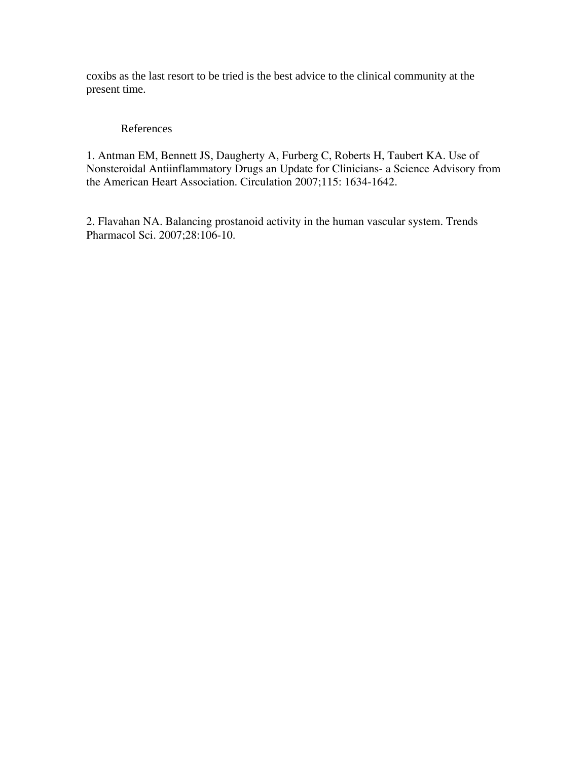coxibs as the last resort to be tried is the best advice to the clinical community at the present time.

## References

1. Antman EM, Bennett JS, Daugherty A, Furberg C, Roberts H, Taubert KA. Use of Nonsteroidal Antiinflammatory Drugs an Update for Clinicians- a Science Advisory from the American Heart Association. Circulation 2007;115: 1634-1642.

2. Flavahan NA. Balancing prostanoid activity in the human vascular system. Trends Pharmacol Sci. 2007;28:106-10.